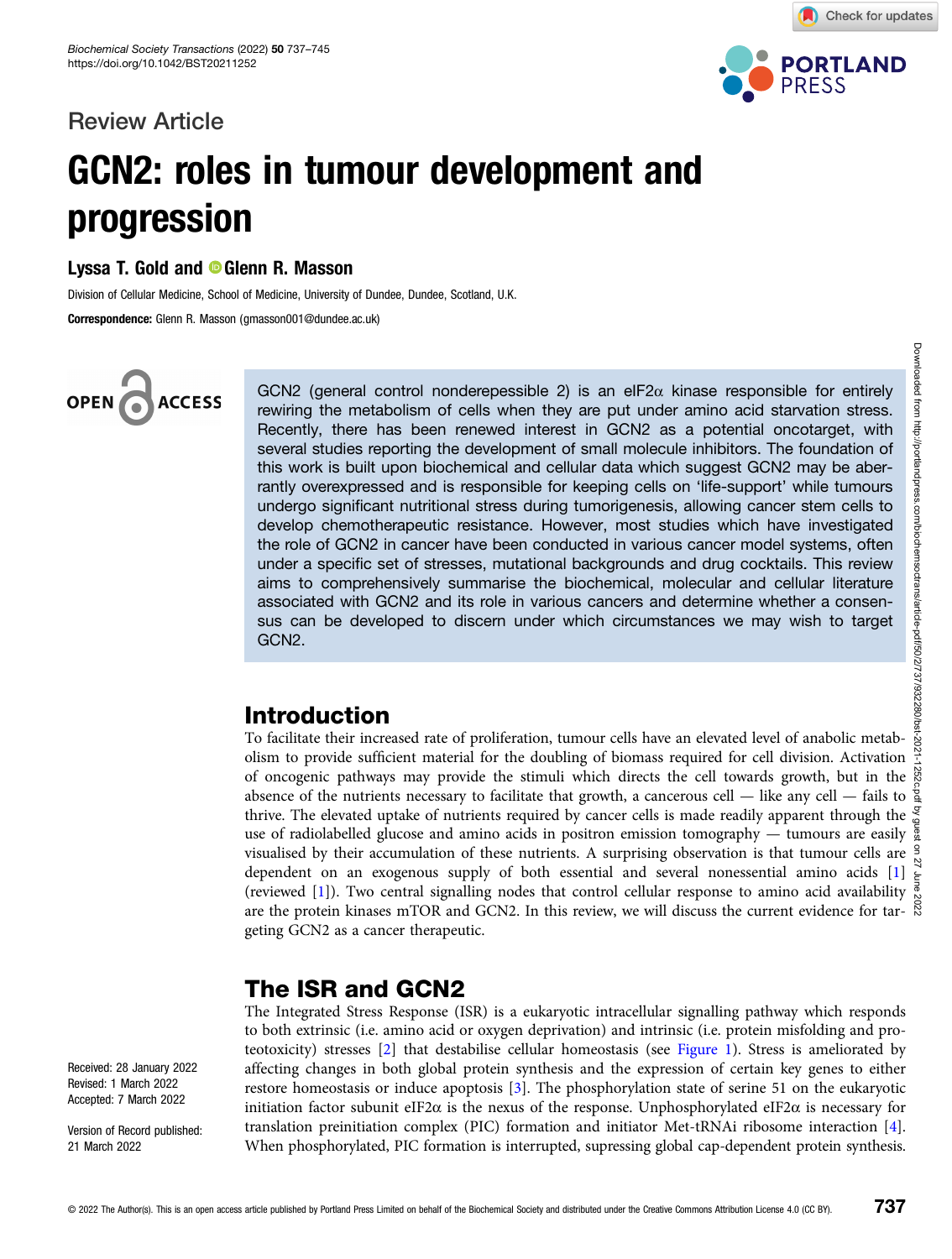Review Article

# GCN2: roles in tumour development and progression

**Lyssa T. Gold and Glenn R. Masson**

Division of Cellular Medicine, School of Medicine, University of Dundee, Dundee, Scotland, U.K.

**Correspondence:** Glenn R. Masson (gmasson001@dundee.ac.uk)

GCN2 (general control nonderepessible 2) is an eIF2α kinase responsible for entirely rewiring the metabolism of cells when they are put under amino acid starvation stress. Recently, there has been renewed interest in GCN2 as a potential oncotarget, with several studies reporting the development of small molecule inhibitors. The foundation of this work is built upon biochemical and cellular data which suggest GCN2 may be aberrantly overexpressed and is responsible for keeping cells on 'life-support' while tumours undergo significant nutritional stress during tumorigenesis, allowing cancer stem cells to develop chemotherapeutic resistance. However, most studies which have investigated the role of GCN2 in cancer have been conducted in various cancer model systems, often under a specific set of stresses, mutational backgrounds and drug cocktails. This review aims to comprehensively summarise the biochemical, molecular and cellular literature associated with GCN2 and its role in various cancers and determine whether a consensus can be developed to discern under which circumstances we may wish to target GCN2.

## Introduction

To facilitate their increased rate of proliferation, tumour cells have an elevated level of anabolic metabolism to provide sufficient material for the doubling of biomass required for cell division. Activation of oncogenic pathways may provide the stimuli which directs the cell towards growth, but in the absence of the nutrients necessary to facilitate that growth, a cancerous cell — like any cell — fails to thrive. The elevated uptake of nutrients required by cancer cells is made readily apparent through the use of radiolabelled glucose and amino acids in positron emission tomography — tumours are easily visualised by their accumulation of these nutrients. A surprising observation is that tumour cells are dependent on an exogenous supply of both essential and several nonessential amino acids [1] (reviewed [1]). Two central signalling nodes that control cellular response to amino acid availability are the protein kinases mTOR and GCN2. In this review, we will discuss the current evidence for targeting GCN2 as a cancer therapeutic.

## The ISR and GCN2

The Integrated Stress Response (ISR) is a eukaryotic intracellular signalling pathway which responds to both extrinsic (i.e. amino acid or oxygen deprivation) and intrinsic (i.e. protein misfolding and proteotoxicity) stresses [2] that destabilise cellular homeostasis (see Figure 1). Stress is ameliorated by affecting changes in both global protein synthesis and the expression of certain key genes to either restore homeostasis or induce apoptosis [3]. The phosphorylation state of serine 51 on the eukaryotic initiation factor subunit eIF2α is the nexus of the response. Unphosphorylated eIF2α is necessary for translation preinitiation complex (PIC) formation and initiator Met-tRNAi ribosome interaction [4]. When phosphorylated, PIC formation is interrupted, supressing global cap-dependent protein synthesis.

Received: 28 January 2022
Revised: 1 March 2022
Accepted: 7 March 2022

Version of Record published: 21 March 2022

© 2022 The Author(s). This is an open access article published by Portland Press Limited on behalf of the Biochemical Society and distributed under the Creative Commons Attribution License 4.0 (CC BY).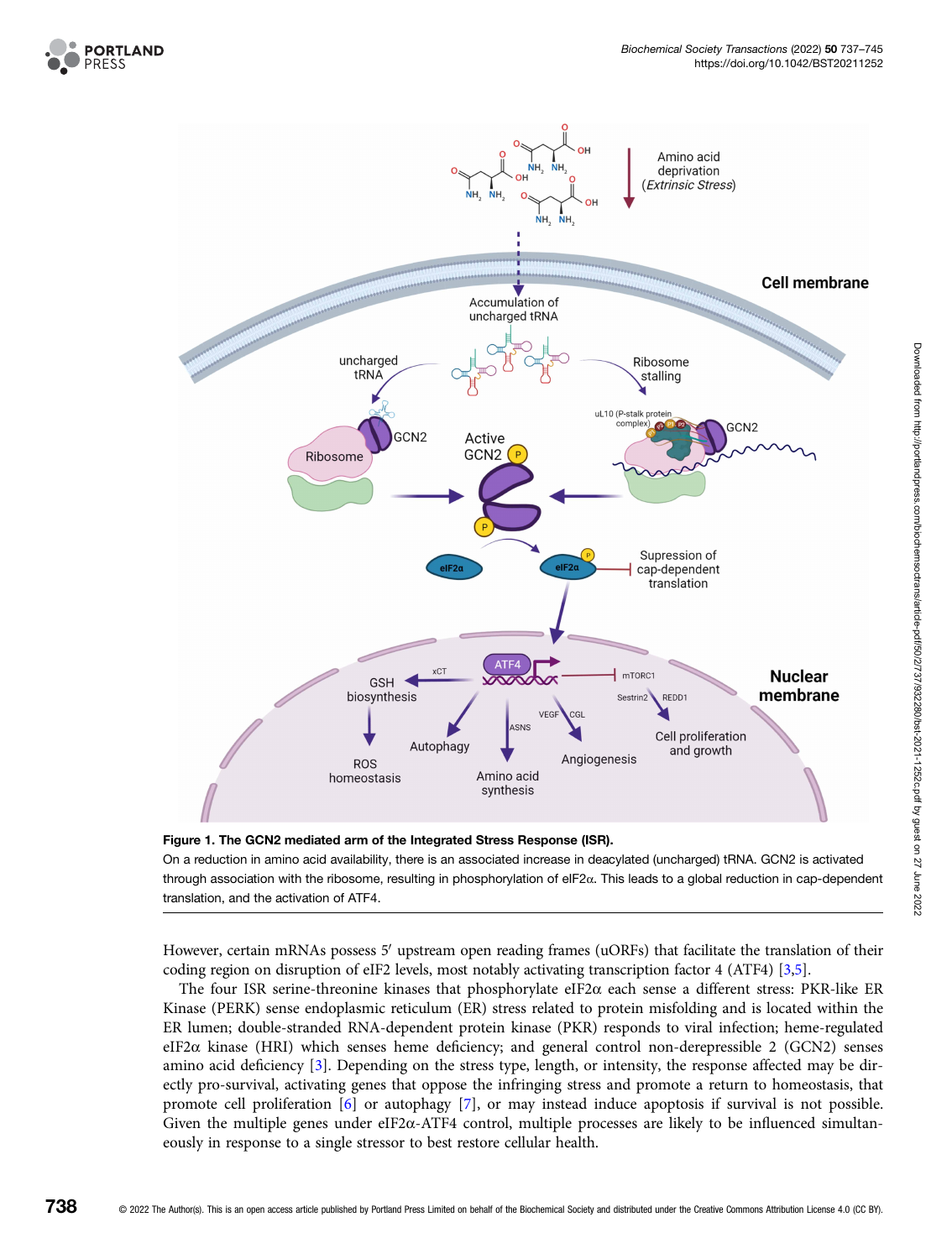Amino acid deprivation (*Extrinsic Stress*)

Cell membrane

Accumulation of uncharged tRNA

uncharged tRNA

Ribosome stalling

uL10 (P-stalk protein complex)

GCN2

Ribosome

GCN2

Active GCN2

P

P

eIF2α

eIF2α

P

Supression of cap-dependent translation

ATF4

xCT

GSH biosynthesis

mTORC1

Sestrin2

REDD1

Nuclear membrane

VEGF

CGL

ASNS

Autophagy

Cell proliferation and growth

ROS homeostasis

Angiogenesis

Amino acid synthesis

**Figure 1. The GCN2 mediated arm of the Integrated Stress Response (ISR).**

On a reduction in amino acid availability, there is an associated increase in deacylated (uncharged) tRNA. GCN2 is activated through association with the ribosome, resulting in phosphorylation of eIF2α. This leads to a global reduction in cap-dependent translation, and the activation of ATF4.

However, certain mRNAs possess 5′ upstream open reading frames (uORFs) that facilitate the translation of their coding region on disruption of eIF2 levels, most notably activating transcription factor 4 (ATF4) [3,5].

The four ISR serine-threonine kinases that phosphorylate eIF2α each sense a different stress: PKR-like ER Kinase (PERK) sense endoplasmic reticulum (ER) stress related to protein misfolding and is located within the ER lumen; double-stranded RNA-dependent protein kinase (PKR) responds to viral infection; heme-regulated eIF2α kinase (HRI) which senses heme deficiency; and general control non-derepressible 2 (GCN2) senses amino acid deficiency [3]. Depending on the stress type, length, or intensity, the response affected may be directly pro-survival, activating genes that oppose the infringing stress and promote a return to homeostasis, that promote cell proliferation [6] or autophagy [7], or may instead induce apoptosis if survival is not possible. Given the multiple genes under eIF2α-ATF4 control, multiple processes are likely to be influenced simultaneously in response to a single stressor to best restore cellular health.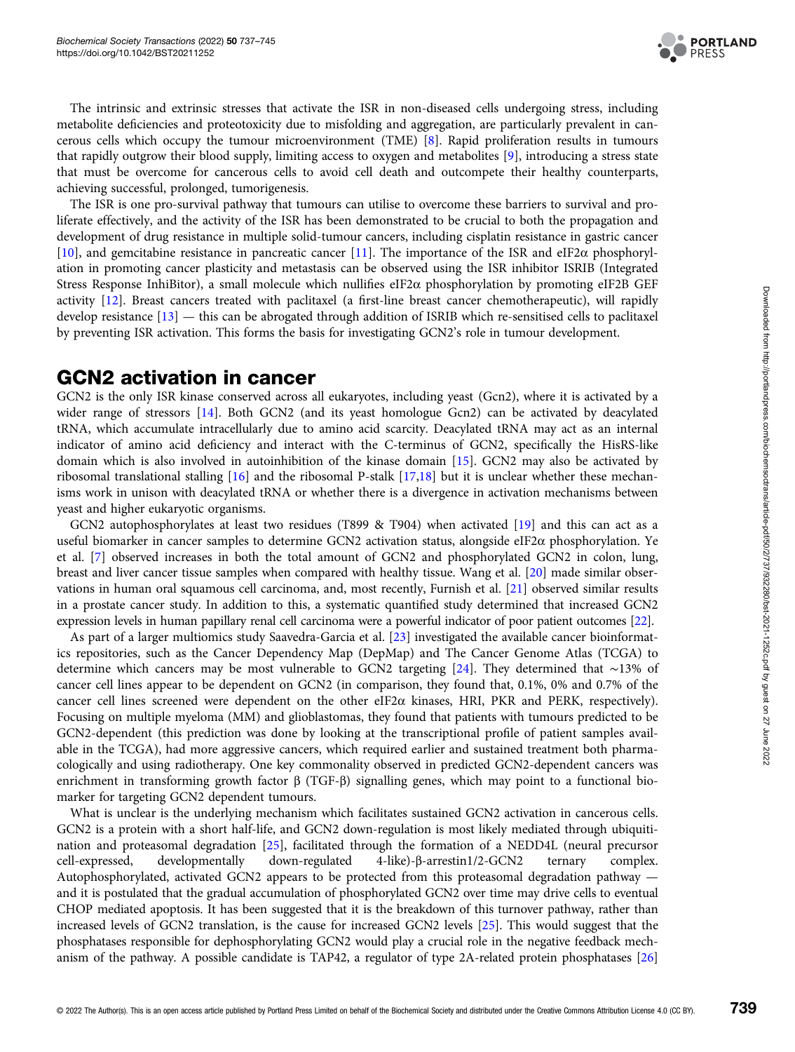The intrinsic and extrinsic stresses that activate the ISR in non-diseased cells undergoing stress, including metabolite deficiencies and proteotoxicity due to misfolding and aggregation, are particularly prevalent in cancerous cells which occupy the tumour microenvironment (TME) [8]. Rapid proliferation results in tumours that rapidly outgrow their blood supply, limiting access to oxygen and metabolites [9], introducing a stress state that must be overcome for cancerous cells to avoid cell death and outcompete their healthy counterparts, achieving successful, prolonged, tumorigenesis.

The ISR is one pro-survival pathway that tumours can utilise to overcome these barriers to survival and proliferate effectively, and the activity of the ISR has been demonstrated to be crucial to both the propagation and development of drug resistance in multiple solid-tumour cancers, including cisplatin resistance in gastric cancer [10], and gemcitabine resistance in pancreatic cancer [11]. The importance of the ISR and eIF2α phosphorylation in promoting cancer plasticity and metastasis can be observed using the ISR inhibitor ISRIB (Integrated Stress Response InhiBitor), a small molecule which nullifies eIF2α phosphorylation by promoting eIF2B GEF activity [12]. Breast cancers treated with paclitaxel (a first-line breast cancer chemotherapeutic), will rapidly develop resistance [13] — this can be abrogated through addition of ISRIB which re-sensitised cells to paclitaxel by preventing ISR activation. This forms the basis for investigating GCN2's role in tumour development.

## GCN2 activation in cancer

GCN2 is the only ISR kinase conserved across all eukaryotes, including yeast (Gcn2), where it is activated by a wider range of stressors [14]. Both GCN2 (and its yeast homologue Gcn2) can be activated by deacylated tRNA, which accumulate intracellularly due to amino acid scarcity. Deacylated tRNA may act as an internal indicator of amino acid deficiency and interact with the C-terminus of GCN2, specifically the HisRS-like domain which is also involved in autoinhibition of the kinase domain [15]. GCN2 may also be activated by ribosomal translational stalling [16] and the ribosomal P-stalk [17,18] but it is unclear whether these mechanisms work in unison with deacylated tRNA or whether there is a divergence in activation mechanisms between yeast and higher eukaryotic organisms.

GCN2 autophosphorylates at least two residues (T899 & T904) when activated [19] and this can act as a useful biomarker in cancer samples to determine GCN2 activation status, alongside eIF2α phosphorylation. Ye et al. [7] observed increases in both the total amount of GCN2 and phosphorylated GCN2 in colon, lung, breast and liver cancer tissue samples when compared with healthy tissue. Wang et al. [20] made similar observations in human oral squamous cell carcinoma, and, most recently, Furnish et al. [21] observed similar results in a prostate cancer study. In addition to this, a systematic quantified study determined that increased GCN2 expression levels in human papillary renal cell carcinoma were a powerful indicator of poor patient outcomes [22].

As part of a larger multiomics study Saavedra-Garcia et al. [23] investigated the available cancer bioinformatics repositories, such as the Cancer Dependency Map (DepMap) and The Cancer Genome Atlas (TCGA) to determine which cancers may be most vulnerable to GCN2 targeting [24]. They determined that ∼13% of cancer cell lines appear to be dependent on GCN2 (in comparison, they found that, 0.1%, 0% and 0.7% of the cancer cell lines screened were dependent on the other eIF2α kinases, HRI, PKR and PERK, respectively). Focusing on multiple myeloma (MM) and glioblastomas, they found that patients with tumours predicted to be GCN2-dependent (this prediction was done by looking at the transcriptional profile of patient samples available in the TCGA), had more aggressive cancers, which required earlier and sustained treatment both pharmacologically and using radiotherapy. One key commonality observed in predicted GCN2-dependent cancers was enrichment in transforming growth factor β (TGF-β) signalling genes, which may point to a functional biomarker for targeting GCN2 dependent tumours.

What is unclear is the underlying mechanism which facilitates sustained GCN2 activation in cancerous cells. GCN2 is a protein with a short half-life, and GCN2 down-regulation is most likely mediated through ubiquitination and proteasomal degradation [25], facilitated through the formation of a NEDD4L (neural precursor cell-expressed, developmentally down-regulated 4-like)-β-arrestin1/2-GCN2 ternary complex. Autophosphorylated, activated GCN2 appears to be protected from this proteasomal degradation pathway — and it is postulated that the gradual accumulation of phosphorylated GCN2 over time may drive cells to eventual CHOP mediated apoptosis. It has been suggested that it is the breakdown of this turnover pathway, rather than increased levels of GCN2 translation, is the cause for increased GCN2 levels [25]. This would suggest that the phosphatases responsible for dephosphorylating GCN2 would play a crucial role in the negative feedback mechanism of the pathway. A possible candidate is TAP42, a regulator of type 2A-related protein phosphatases [26]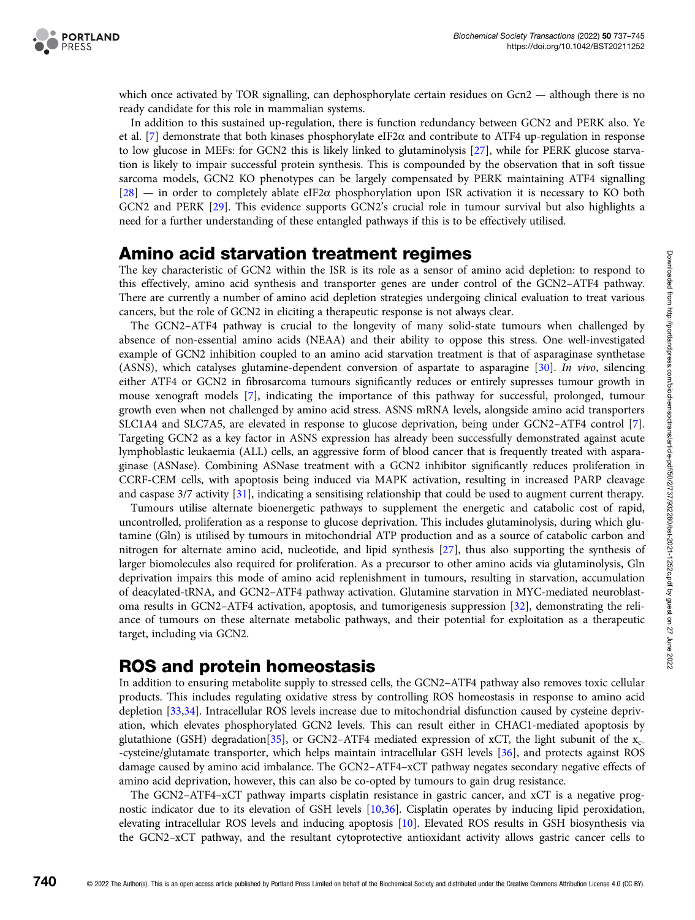which once activated by TOR signalling, can dephosphorylate certain residues on Gcn2 — although there is no ready candidate for this role in mammalian systems.

In addition to this sustained up-regulation, there is function redundancy between GCN2 and PERK also. Ye et al. [7] demonstrate that both kinases phosphorylate eIF2α and contribute to ATF4 up-regulation in response to low glucose in MEFs: for GCN2 this is likely linked to glutaminolysis [27], while for PERK glucose starvation is likely to impair successful protein synthesis. This is compounded by the observation that in soft tissue sarcoma models, GCN2 KO phenotypes can be largely compensated by PERK maintaining ATF4 signalling [28] — in order to completely ablate eIF2α phosphorylation upon ISR activation it is necessary to KO both GCN2 and PERK [29]. This evidence supports GCN2's crucial role in tumour survival but also highlights a need for a further understanding of these entangled pathways if this is to be effectively utilised.

## Amino acid starvation treatment regimes

The key characteristic of GCN2 within the ISR is its role as a sensor of amino acid depletion: to respond to this effectively, amino acid synthesis and transporter genes are under control of the GCN2–ATF4 pathway. There are currently a number of amino acid depletion strategies undergoing clinical evaluation to treat various cancers, but the role of GCN2 in eliciting a therapeutic response is not always clear.

The GCN2–ATF4 pathway is crucial to the longevity of many solid-state tumours when challenged by absence of non-essential amino acids (NEAA) and their ability to oppose this stress. One well-investigated example of GCN2 inhibition coupled to an amino acid starvation treatment is that of asparaginase synthetase (ASNS), which catalyses glutamine-dependent conversion of aspartate to asparagine [30]. *In vivo*, silencing either ATF4 or GCN2 in fibrosarcoma tumours significantly reduces or entirely supresses tumour growth in mouse xenograft models [7], indicating the importance of this pathway for successful, prolonged, tumour growth even when not challenged by amino acid stress. ASNS mRNA levels, alongside amino acid transporters SLC1A4 and SLC7A5, are elevated in response to glucose deprivation, being under GCN2–ATF4 control [7]. Targeting GCN2 as a key factor in ASNS expression has already been successfully demonstrated against acute lymphoblastic leukaemia (ALL) cells, an aggressive form of blood cancer that is frequently treated with asparaginase (ASNase). Combining ASNase treatment with a GCN2 inhibitor significantly reduces proliferation in CCRF-CEM cells, with apoptosis being induced via MAPK activation, resulting in increased PARP cleavage and caspase 3/7 activity [31], indicating a sensitising relationship that could be used to augment current therapy.

Tumours utilise alternate bioenergetic pathways to supplement the energetic and catabolic cost of rapid, uncontrolled, proliferation as a response to glucose deprivation. This includes glutaminolysis, during which glutamine (Gln) is utilised by tumours in mitochondrial ATP production and as a source of catabolic carbon and nitrogen for alternate amino acid, nucleotide, and lipid synthesis [27], thus also supporting the synthesis of larger biomolecules also required for proliferation. As a precursor to other amino acids via glutaminolysis, Gln deprivation impairs this mode of amino acid replenishment in tumours, resulting in starvation, accumulation of deacylated-tRNA, and GCN2–ATF4 pathway activation. Glutamine starvation in MYC-mediated neuroblastoma results in GCN2–ATF4 activation, apoptosis, and tumorigenesis suppression [32], demonstrating the reliance of tumours on these alternate metabolic pathways, and their potential for exploitation as a therapeutic target, including via GCN2.

## ROS and protein homeostasis

In addition to ensuring metabolite supply to stressed cells, the GCN2–ATF4 pathway also removes toxic cellular products. This includes regulating oxidative stress by controlling ROS homeostasis in response to amino acid depletion [33,34]. Intracellular ROS levels increase due to mitochondrial disfunction caused by cysteine deprivation, which elevates phosphorylated GCN2 levels. This can result either in CHAC1-mediated apoptosis by glutathione (GSH) degradation[35], or GCN2–ATF4 mediated expression of xCT, the light subunit of the $x_{c^-}$-cysteine/glutamate transporter, which helps maintain intracellular GSH levels [36], and protects against ROS damage caused by amino acid imbalance. The GCN2–ATF4–xCT pathway negates secondary negative effects of amino acid deprivation, however, this can also be co-opted by tumours to gain drug resistance.

The GCN2–ATF4–xCT pathway imparts cisplatin resistance in gastric cancer, and xCT is a negative prognostic indicator due to its elevation of GSH levels [10,36]. Cisplatin operates by inducing lipid peroxidation, elevating intracellular ROS levels and inducing apoptosis [10]. Elevated ROS results in GSH biosynthesis via the GCN2–xCT pathway, and the resultant cytoprotective antioxidant activity allows gastric cancer cells to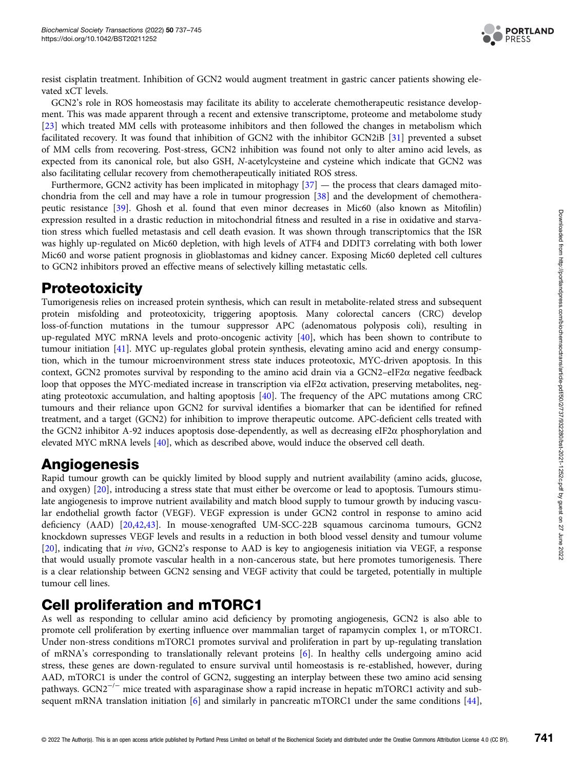resist cisplatin treatment. Inhibition of GCN2 would augment treatment in gastric cancer patients showing elevated xCT levels.

GCN2's role in ROS homeostasis may facilitate its ability to accelerate chemotherapeutic resistance development. This was made apparent through a recent and extensive transcriptome, proteome and metabolome study [23] which treated MM cells with proteasome inhibitors and then followed the changes in metabolism which facilitated recovery. It was found that inhibition of GCN2 with the inhibitor GCN2iB [31] prevented a subset of MM cells from recovering. Post-stress, GCN2 inhibition was found not only to alter amino acid levels, as expected from its canonical role, but also GSH, *N*-acetylcysteine and cysteine which indicate that GCN2 was also facilitating cellular recovery from chemotherapeutically initiated ROS stress.

Furthermore, GCN2 activity has been implicated in mitophagy [37] — the process that clears damaged mitochondria from the cell and may have a role in tumour progression [38] and the development of chemotherapeutic resistance [39]. Ghosh et al. found that even minor decreases in Mic60 (also known as Mitofilin) expression resulted in a drastic reduction in mitochondrial fitness and resulted in a rise in oxidative and starvation stress which fuelled metastasis and cell death evasion. It was shown through transcriptomics that the ISR was highly up-regulated on Mic60 depletion, with high levels of ATF4 and DDIT3 correlating with both lower Mic60 and worse patient prognosis in glioblastomas and kidney cancer. Exposing Mic60 depleted cell cultures to GCN2 inhibitors proved an effective means of selectively killing metastatic cells.

## Proteotoxicity

Tumorigenesis relies on increased protein synthesis, which can result in metabolite-related stress and subsequent protein misfolding and proteotoxicity, triggering apoptosis. Many colorectal cancers (CRC) develop loss-of-function mutations in the tumour suppressor APC (adenomatous polyposis coli), resulting in up-regulated MYC mRNA levels and proto-oncogenic activity [40], which has been shown to contribute to tumour initiation [41]. MYC up-regulates global protein synthesis, elevating amino acid and energy consumption, which in the tumour microenvironment stress state induces proteotoxic, MYC-driven apoptosis. In this context, GCN2 promotes survival by responding to the amino acid drain via a GCN2–eIF2α negative feedback loop that opposes the MYC-mediated increase in transcription via eIF2α activation, preserving metabolites, negating proteotoxic accumulation, and halting apoptosis [40]. The frequency of the APC mutations among CRC tumours and their reliance upon GCN2 for survival identifies a biomarker that can be identified for refined treatment, and a target (GCN2) for inhibition to improve therapeutic outcome. APC-deficient cells treated with the GCN2 inhibitor A-92 induces apoptosis dose-dependently, as well as decreasing eIF2α phosphorylation and elevated MYC mRNA levels [40], which as described above, would induce the observed cell death.

## Angiogenesis

Rapid tumour growth can be quickly limited by blood supply and nutrient availability (amino acids, glucose, and oxygen) [20], introducing a stress state that must either be overcome or lead to apoptosis. Tumours stimulate angiogenesis to improve nutrient availability and match blood supply to tumour growth by inducing vascular endothelial growth factor (VEGF). VEGF expression is under GCN2 control in response to amino acid deficiency (AAD) [20,42,43]. In mouse-xenografted UM-SCC-22B squamous carcinoma tumours, GCN2 knockdown supresses VEGF levels and results in a reduction in both blood vessel density and tumour volume [20], indicating that *in vivo*, GCN2's response to AAD is key to angiogenesis initiation via VEGF, a response that would usually promote vascular health in a non-cancerous state, but here promotes tumorigenesis. There is a clear relationship between GCN2 sensing and VEGF activity that could be targeted, potentially in multiple tumour cell lines.

## Cell proliferation and mTORC1

As well as responding to cellular amino acid deficiency by promoting angiogenesis, GCN2 is also able to promote cell proliferation by exerting influence over mammalian target of rapamycin complex 1, or mTORC1. Under non-stress conditions mTORC1 promotes survival and proliferation in part by up-regulating translation of mRNA's corresponding to translationally relevant proteins [6]. In healthy cells undergoing amino acid stress, these genes are down-regulated to ensure survival until homeostasis is re-established, however, during AAD, mTORC1 is under the control of GCN2, suggesting an interplay between these two amino acid sensing pathways. $GCN2^{-/-}$ mice treated with asparaginase show a rapid increase in hepatic mTORC1 activity and subsequent mRNA translation initiation [6] and similarly in pancreatic mTORC1 under the same conditions [44],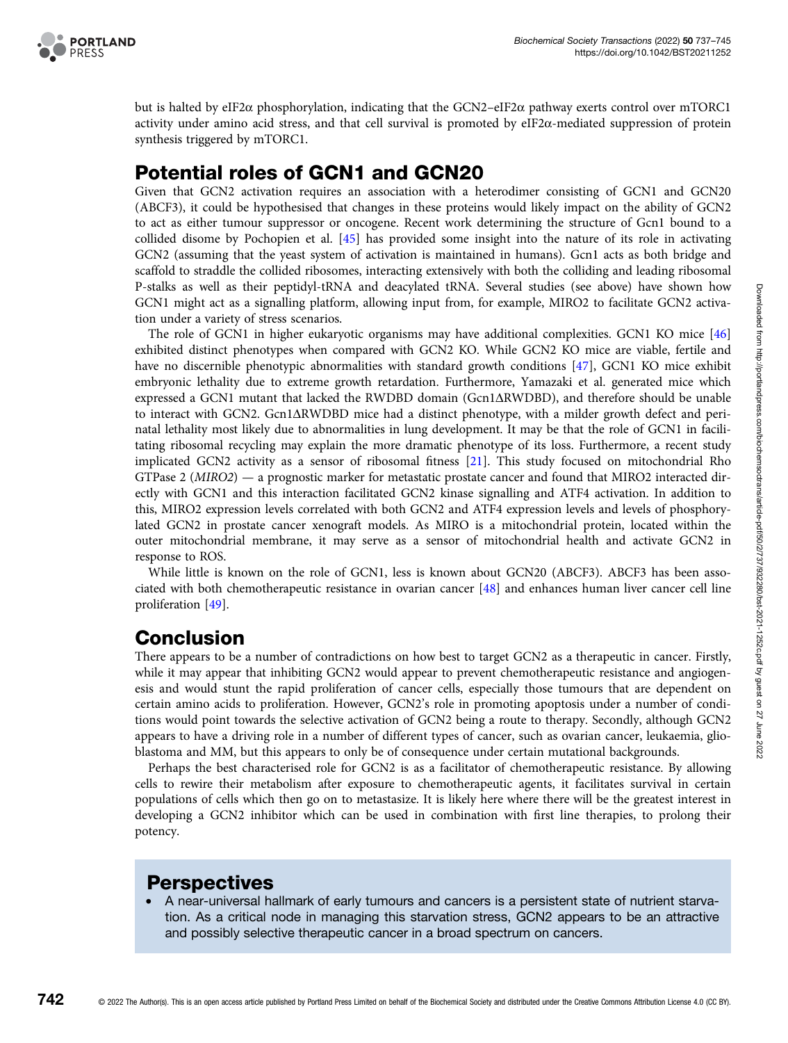but is halted by eIF2α phosphorylation, indicating that the GCN2–eIF2α pathway exerts control over mTORC1 activity under amino acid stress, and that cell survival is promoted by eIF2α-mediated suppression of protein synthesis triggered by mTORC1.

## Potential roles of GCN1 and GCN20

Given that GCN2 activation requires an association with a heterodimer consisting of GCN1 and GCN20 (ABCF3), it could be hypothesised that changes in these proteins would likely impact on the ability of GCN2 to act as either tumour suppressor or oncogene. Recent work determining the structure of Gcn1 bound to a collided disome by Pochopien et al. [45] has provided some insight into the nature of its role in activating GCN2 (assuming that the yeast system of activation is maintained in humans). Gcn1 acts as both bridge and scaffold to straddle the collided ribosomes, interacting extensively with both the colliding and leading ribosomal P-stalks as well as their peptidyl-tRNA and deacylated tRNA. Several studies (see above) have shown how GCN1 might act as a signalling platform, allowing input from, for example, MIRO2 to facilitate GCN2 activation under a variety of stress scenarios.

The role of GCN1 in higher eukaryotic organisms may have additional complexities. GCN1 KO mice [46] exhibited distinct phenotypes when compared with GCN2 KO. While GCN2 KO mice are viable, fertile and have no discernible phenotypic abnormalities with standard growth conditions [47], GCN1 KO mice exhibit embryonic lethality due to extreme growth retardation. Furthermore, Yamazaki et al. generated mice which expressed a GCN1 mutant that lacked the RWDBD domain (Gcn1ΔRWDBD), and therefore should be unable to interact with GCN2. Gcn1ΔRWDBD mice had a distinct phenotype, with a milder growth defect and perinatal lethality most likely due to abnormalities in lung development. It may be that the role of GCN1 in facilitating ribosomal recycling may explain the more dramatic phenotype of its loss. Furthermore, a recent study implicated GCN2 activity as a sensor of ribosomal fitness [21]. This study focused on mitochondrial Rho GTPase 2 (*MIRO2*) — a prognostic marker for metastatic prostate cancer and found that MIRO2 interacted directly with GCN1 and this interaction facilitated GCN2 kinase signalling and ATF4 activation. In addition to this, MIRO2 expression levels correlated with both GCN2 and ATF4 expression levels and levels of phosphorylated GCN2 in prostate cancer xenograft models. As MIRO is a mitochondrial protein, located within the outer mitochondrial membrane, it may serve as a sensor of mitochondrial health and activate GCN2 in response to ROS.

While little is known on the role of GCN1, less is known about GCN20 (ABCF3). ABCF3 has been associated with both chemotherapeutic resistance in ovarian cancer [48] and enhances human liver cancer cell line proliferation [49].

## Conclusion

There appears to be a number of contradictions on how best to target GCN2 as a therapeutic in cancer. Firstly, while it may appear that inhibiting GCN2 would appear to prevent chemotherapeutic resistance and angiogenesis and would stunt the rapid proliferation of cancer cells, especially those tumours that are dependent on certain amino acids to proliferation. However, GCN2's role in promoting apoptosis under a number of conditions would point towards the selective activation of GCN2 being a route to therapy. Secondly, although GCN2 appears to have a driving role in a number of different types of cancer, such as ovarian cancer, leukaemia, glioblastoma and MM, but this appears to only be of consequence under certain mutational backgrounds.

Perhaps the best characterised role for GCN2 is as a facilitator of chemotherapeutic resistance. By allowing cells to rewire their metabolism after exposure to chemotherapeutic agents, it facilitates survival in certain populations of cells which then go on to metastasize. It is likely here where there will be the greatest interest in developing a GCN2 inhibitor which can be used in combination with first line therapies, to prolong their potency.

## Perspectives

- A near-universal hallmark of early tumours and cancers is a persistent state of nutrient starvation. As a critical node in managing this starvation stress, GCN2 appears to be an attractive and possibly selective therapeutic cancer in a broad spectrum on cancers.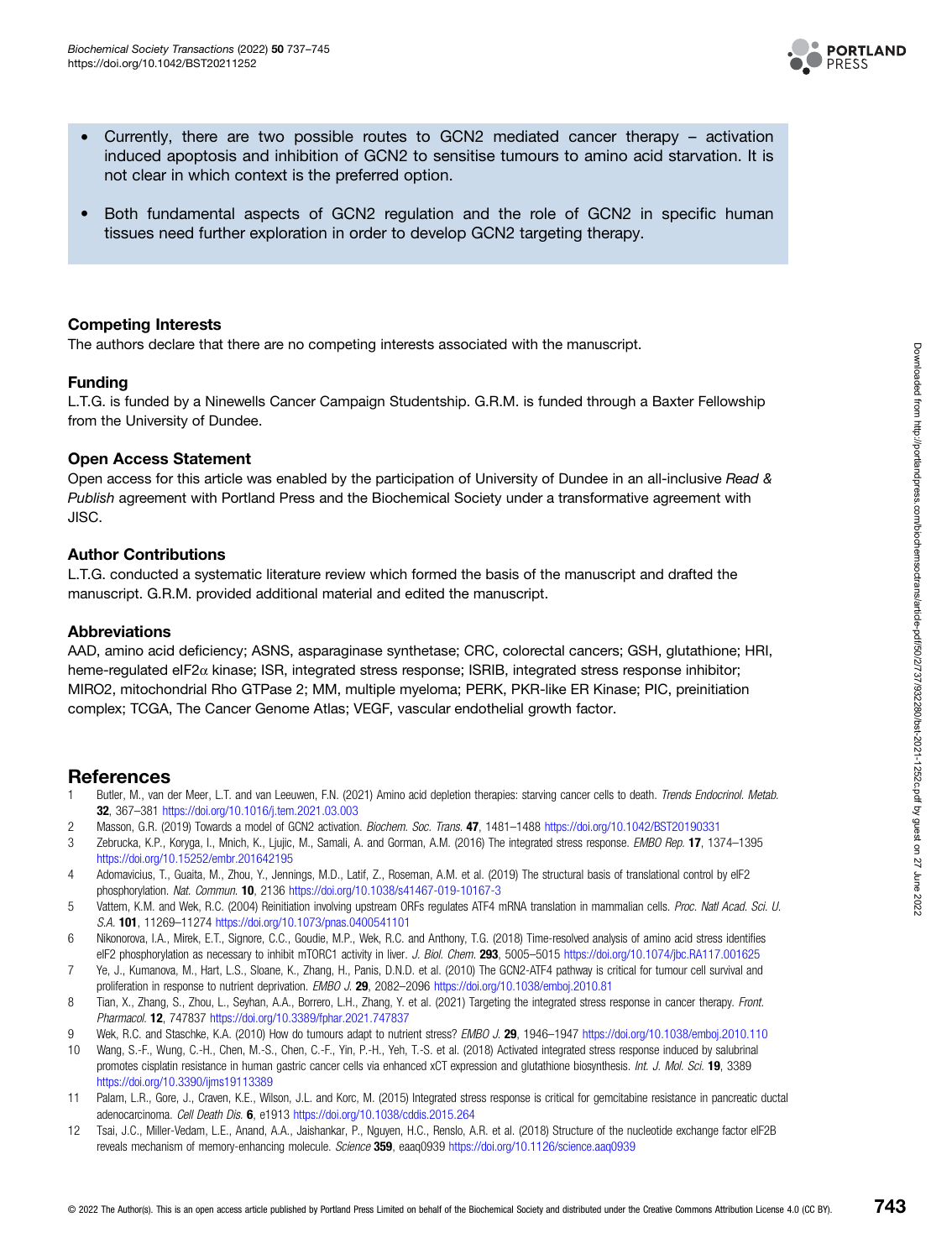- Currently, there are two possible routes to GCN2 mediated cancer therapy – activation induced apoptosis and inhibition of GCN2 to sensitise tumours to amino acid starvation. It is not clear in which context is the preferred option.
- Both fundamental aspects of GCN2 regulation and the role of GCN2 in specific human tissues need further exploration in order to develop GCN2 targeting therapy.

### Competing Interests

The authors declare that there are no competing interests associated with the manuscript.

### Funding

L.T.G. is funded by a Ninewells Cancer Campaign Studentship. G.R.M. is funded through a Baxter Fellowship from the University of Dundee.

### Open Access Statement

Open access for this article was enabled by the participation of University of Dundee in an all-inclusive *Read & Publish* agreement with Portland Press and the Biochemical Society under a transformative agreement with JISC.

### Author Contributions

L.T.G. conducted a systematic literature review which formed the basis of the manuscript and drafted the manuscript. G.R.M. provided additional material and edited the manuscript.

### Abbreviations

AAD, amino acid deficiency; ASNS, asparaginase synthetase; CRC, colorectal cancers; GSH, glutathione; HRI, heme-regulated eIF2α kinase; ISR, integrated stress response; ISRIB, integrated stress response inhibitor; MIRO2, mitochondrial Rho GTPase 2; MM, multiple myeloma; PERK, PKR-like ER Kinase; PIC, preinitiation complex; TCGA, The Cancer Genome Atlas; VEGF, vascular endothelial growth factor.

## References

1. Butler, M., van der Meer, L.T. and van Leeuwen, F.N. (2021) Amino acid depletion therapies: starving cancer cells to death. *Trends Endocrinol. Metab.* **32**, 367–381 https://doi.org/10.1016/j.tem.2021.03.003
2. Masson, G.R. (2019) Towards a model of GCN2 activation. *Biochem. Soc. Trans.* **47**, 1481–1488 https://doi.org/10.1042/BST20190331
3. Zebrucka, K.P., Koryga, I., Mnich, K., Ljujic, M., Samali, A. and Gorman, A.M. (2016) The integrated stress response. *EMBO Rep.* **17**, 1374–1395 https://doi.org/10.15252/embr.201642195
4. Adomavicius, T., Guaita, M., Zhou, Y., Jennings, M.D., Latif, Z., Roseman, A.M. et al. (2019) The structural basis of translational control by eIF2 phosphorylation. *Nat. Commun.* **10**, 2136 https://doi.org/10.1038/s41467-019-10167-3
5. Vattem, K.M. and Wek, R.C. (2004) Reinitiation involving upstream ORFs regulates ATF4 mRNA translation in mammalian cells. *Proc. Natl Acad. Sci. U.S.A.* **101**, 11269–11274 https://doi.org/10.1073/pnas.0400541101
6. Nikonorova, I.A., Mirek, E.T., Signore, C.C., Goudie, M.P., Wek, R.C. and Anthony, T.G. (2018) Time-resolved analysis of amino acid stress identifies eIF2 phosphorylation as necessary to inhibit mTORC1 activity in liver. *J. Biol. Chem.* **293**, 5005–5015 https://doi.org/10.1074/jbc.RA117.001625
7. Ye, J., Kumanova, M., Hart, L.S., Sloane, K., Zhang, H., Panis, D.N.D. et al. (2010) The GCN2-ATF4 pathway is critical for tumour cell survival and proliferation in response to nutrient deprivation. *EMBO J.* **29**, 2082–2096 https://doi.org/10.1038/emboj.2010.81
8. Tian, X., Zhang, S., Zhou, L., Seyhan, A.A., Borrero, L.H., Zhang, Y. et al. (2021) Targeting the integrated stress response in cancer therapy. *Front. Pharmacol.* **12**, 747837 https://doi.org/10.3389/fphar.2021.747837
9. Wek, R.C. and Staschke, K.A. (2010) How do tumours adapt to nutrient stress? *EMBO J.* **29**, 1946–1947 https://doi.org/10.1038/emboj.2010.110
10. Wang, S.-F., Wung, C.-H., Chen, M.-S., Chen, C.-F., Yin, P.-H., Yeh, T.-S. et al. (2018) Activated integrated stress response induced by salubrinal promotes cisplatin resistance in human gastric cancer cells via enhanced xCT expression and glutathione biosynthesis. *Int. J. Mol. Sci.* **19**, 3389 https://doi.org/10.3390/ijms19113389
11. Palam, L.R., Gore, J., Craven, K.E., Wilson, J.L. and Korc, M. (2015) Integrated stress response is critical for gemcitabine resistance in pancreatic ductal adenocarcinoma. *Cell Death Dis.* **6**, e1913 https://doi.org/10.1038/cddis.2015.264
12. Tsai, J.C., Miller-Vedam, L.E., Anand, A.A., Jaishankar, P., Nguyen, H.C., Renslo, A.R. et al. (2018) Structure of the nucleotide exchange factor eIF2B reveals mechanism of memory-enhancing molecule. *Science* **359**, eaaq0939 https://doi.org/10.1126/science.aaq0939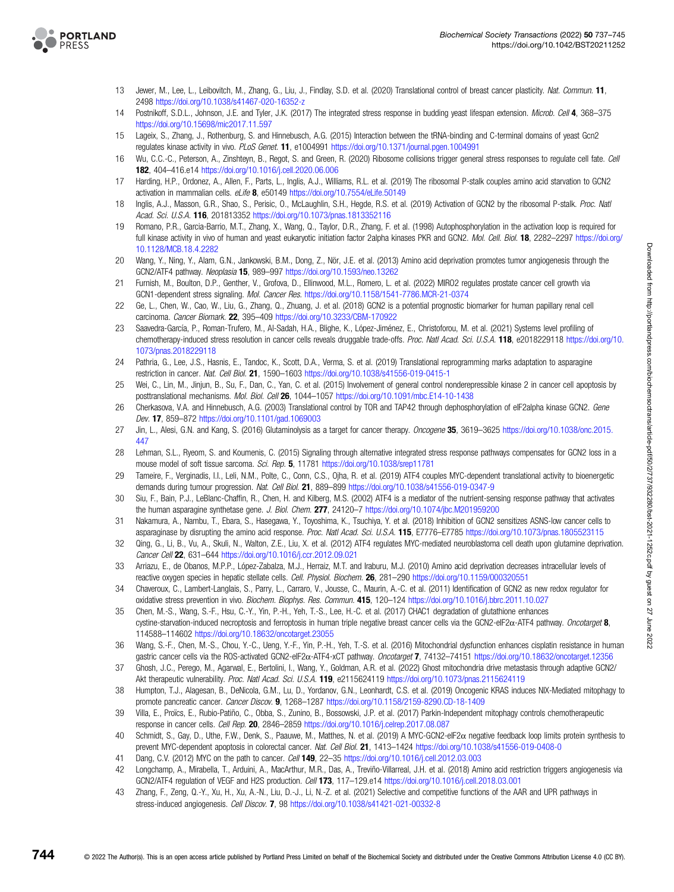13 Jewer, M., Lee, L., Leibovitch, M., Zhang, G., Liu, J., Findlay, S.D. et al. (2020) Translational control of breast cancer plasticity. *Nat. Commun.* **11**, 2498 https://doi.org/10.1038/s41467-020-16352-z

14 Postnikoff, S.D.L., Johnson, J.E. and Tyler, J.K. (2017) The integrated stress response in budding yeast lifespan extension. *Microb. Cell* **4**, 368–375 https://doi.org/10.15698/mic2017.11.597

15 Lageix, S., Zhang, J., Rothenburg, S. and Hinnebusch, A.G. (2015) Interaction between the tRNA-binding and C-terminal domains of yeast Gcn2 regulates kinase activity in vivo. *PLoS Genet.* **11**, e1004991 https://doi.org/10.1371/journal.pgen.1004991

16 Wu, C.C.-C., Peterson, A., Zinshteyn, B., Regot, S. and Green, R. (2020) Ribosome collisions trigger general stress responses to regulate cell fate. *Cell* **182**, 404–416.e14 https://doi.org/10.1016/j.cell.2020.06.006

17 Harding, H.P., Ordonez, A., Allen, F., Parts, L., Inglis, A.J., Williams, R.L. et al. (2019) The ribosomal P-stalk couples amino acid starvation to GCN2 activation in mammalian cells. *eLife* **8**, e50149 https://doi.org/10.7554/eLife.50149

18 Inglis, A.J., Masson, G.R., Shao, S., Perisic, O., McLaughlin, S.H., Hegde, R.S. et al. (2019) Activation of GCN2 by the ribosomal P-stalk. *Proc. Natl Acad. Sci. U.S.A.* **116**, 201813352 https://doi.org/10.1073/pnas.1813352116

19 Romano, P.R., Garcia-Barrio, M.T., Zhang, X., Wang, Q., Taylor, D.R., Zhang, F. et al. (1998) Autophosphorylation in the activation loop is required for full kinase activity in vivo of human and yeast eukaryotic initiation factor 2alpha kinases PKR and GCN2. *Mol. Cell. Biol.* **18**, 2282–2297 https://doi.org/10.1128/MCB.18.4.2282

20 Wang, Y., Ning, Y., Alam, G.N., Jankowski, B.M., Dong, Z., Nör, J.E. et al. (2013) Amino acid deprivation promotes tumor angiogenesis through the GCN2/ATF4 pathway. *Neoplasia* **15**, 989–997 https://doi.org/10.1593/neo.13262

21 Furnish, M., Boulton, D.P., Genther, V., Grofova, D., Ellinwood, M.L., Romero, L. et al. (2022) MIRO2 regulates prostate cancer cell growth via GCN1-dependent stress signaling. *Mol. Cancer Res.* https://doi.org/10.1158/1541-7786.MCR-21-0374

22 Ge, L., Chen, W., Cao, W., Liu, G., Zhang, Q., Zhuang, J. et al. (2018) GCN2 is a potential prognostic biomarker for human papillary renal cell carcinoma. *Cancer Biomark.* **22**, 395–409 https://doi.org/10.3233/CBM-170922

23 Saavedra-García, P., Roman-Trufero, M., Al-Sadah, H.A., Blighe, K., López-Jiménez, E., Christoforou, M. et al. (2021) Systems level profiling of chemotherapy-induced stress resolution in cancer cells reveals druggable trade-offs. *Proc. Natl Acad. Sci. U.S.A.* **118**, e2018229118 https://doi.org/10.1073/pnas.2018229118

24 Pathria, G., Lee, J.S., Hasnis, E., Tandoc, K., Scott, D.A., Verma, S. et al. (2019) Translational reprogramming marks adaptation to asparagine restriction in cancer. *Nat. Cell Biol.* **21**, 1590–1603 https://doi.org/10.1038/s41556-019-0415-1

25 Wei, C., Lin, M., Jinjun, B., Su, F., Dan, C., Yan, C. et al. (2015) Involvement of general control nonderepressible kinase 2 in cancer cell apoptosis by posttranslational mechanisms. *Mol. Biol. Cell* **26**, 1044–1057 https://doi.org/10.1091/mbc.E14-10-1438

26 Cherkasova, V.A. and Hinnebusch, A.G. (2003) Translational control by TOR and TAP42 through dephosphorylation of eIF2alpha kinase GCN2. *Gene Dev.* **17**, 859–872 https://doi.org/10.1101/gad.1069003

27 Jin, L., Alesi, G.N. and Kang, S. (2016) Glutaminolysis as a target for cancer therapy. *Oncogene* **35**, 3619–3625 https://doi.org/10.1038/onc.2015.447

28 Lehman, S.L., Ryeom, S. and Koumenis, C. (2015) Signaling through alternative integrated stress response pathways compensates for GCN2 loss in a mouse model of soft tissue sarcoma. *Sci. Rep.* **5**, 11781 https://doi.org/10.1038/srep11781

29 Tameire, F., Verginadis, I.I., Leli, N.M., Polte, C., Conn, C.S., Ojha, R. et al. (2019) ATF4 couples MYC-dependent translational activity to bioenergetic demands during tumour progression. *Nat. Cell Biol.* **21**, 889–899 https://doi.org/10.1038/s41556-019-0347-9

30 Siu, F., Bain, P.J., LeBlanc-Chaffin, R., Chen, H. and Kilberg, M.S. (2002) ATF4 is a mediator of the nutrient-sensing response pathway that activates the human asparagine synthetase gene. *J. Biol. Chem.* **277**, 24120–7 https://doi.org/10.1074/jbc.M201959200

31 Nakamura, A., Nambu, T., Ebara, S., Hasegawa, Y., Toyoshima, K., Tsuchiya, Y. et al. (2018) Inhibition of GCN2 sensitizes ASNS-low cancer cells to asparaginase by disrupting the amino acid response. *Proc. Natl Acad. Sci. U.S.A.* **115**, E7776–E7785 https://doi.org/10.1073/pnas.1805523115

32 Qing, G., Li, B., Vu, A., Skuli, N., Walton, Z.E., Liu, X. et al. (2012) ATF4 regulates MYC-mediated neuroblastoma cell death upon glutamine deprivation. *Cancer Cell* **22**, 631–644 https://doi.org/10.1016/j.ccr.2012.09.021

33 Arriazu, E., de Obanos, M.P.P., López-Zabalza, M.J., Herraiz, M.T. and Iraburu, M.J. (2010) Amino acid deprivation decreases intracellular levels of reactive oxygen species in hepatic stellate cells. *Cell. Physiol. Biochem.* **26**, 281–290 https://doi.org/10.1159/000320551

34 Chaveroux, C., Lambert-Langlais, S., Parry, L., Carraro, V., Jousse, C., Maurin, A.-C. et al. (2011) Identification of GCN2 as new redox regulator for oxidative stress prevention in vivo. *Biochem. Biophys. Res. Commun.* **415**, 120–124 https://doi.org/10.1016/j.bbrc.2011.10.027

35 Chen, M.-S., Wang, S.-F., Hsu, C.-Y., Yin, P.-H., Yeh, T.-S., Lee, H.-C. et al. (2017) CHAC1 degradation of glutathione enhances cystine-starvation-induced necroptosis and ferroptosis in human triple negative breast cancer cells via the GCN2-eIF2α-ATF4 pathway. *Oncotarget* **8**, 114588–114602 https://doi.org/10.18632/oncotarget.23055

36 Wang, S.-F., Chen, M.-S., Chou, Y.-C., Ueng, Y.-F., Yin, P.-H., Yeh, T.-S. et al. (2016) Mitochondrial dysfunction enhances cisplatin resistance in human gastric cancer cells via the ROS-activated GCN2-eIF2α-ATF4-xCT pathway. *Oncotarget* **7**, 74132–74151 https://doi.org/10.18632/oncotarget.12356

37 Ghosh, J.C., Perego, M., Agarwal, E., Bertolini, I., Wang, Y., Goldman, A.R. et al. (2022) Ghost mitochondria drive metastasis through adaptive GCN2/Akt therapeutic vulnerability. *Proc. Natl Acad. Sci. U.S.A.* **119**, e2115624119 https://doi.org/10.1073/pnas.2115624119

38 Humpton, T.J., Alagesan, B., DeNicola, G.M., Lu, D., Yordanov, G.N., Leonhardt, C.S. et al. (2019) Oncogenic KRAS induces NIX-Mediated mitophagy to promote pancreatic cancer. *Cancer Discov.* **9**, 1268–1287 https://doi.org/10.1158/2159-8290.CD-18-1409

39 Villa, E., Proïcs, E., Rubio-Patiño, C., Obba, S., Zunino, B., Bossowski, J.P. et al. (2017) Parkin-Independent mitophagy controls chemotherapeutic response in cancer cells. *Cell Rep.* **20**, 2846–2859 https://doi.org/10.1016/j.celrep.2017.08.087

40 Schmidt, S., Gay, D., Uthe, F.W., Denk, S., Paauwe, M., Matthes, N. et al. (2019) A MYC-GCN2-eIF2α negative feedback loop limits protein synthesis to prevent MYC-dependent apoptosis in colorectal cancer. *Nat. Cell Biol.* **21**, 1413–1424 https://doi.org/10.1038/s41556-019-0408-0

41 Dang, C.V. (2012) MYC on the path to cancer. *Cell* **149**, 22–35 https://doi.org/10.1016/j.cell.2012.03.003

42 Longchamp, A., Mirabella, T., Arduini, A., MacArthur, M.R., Das, A., Treviño-Villarreal, J.H. et al. (2018) Amino acid restriction triggers angiogenesis via GCN2/ATF4 regulation of VEGF and H2S production. *Cell* **173**, 117–129.e14 https://doi.org/10.1016/j.cell.2018.03.001

43 Zhang, F., Zeng, Q.-Y., Xu, H., Xu, A.-N., Liu, D.-J., Li, N.-Z. et al. (2021) Selective and competitive functions of the AAR and UPR pathways in stress-induced angiogenesis. *Cell Discov.* **7**, 98 https://doi.org/10.1038/s41421-021-00332-8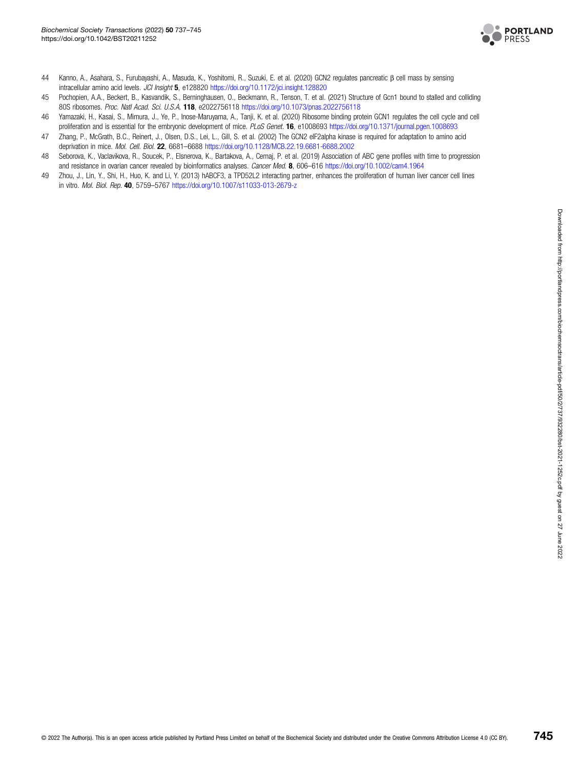44 Kanno, A., Asahara, S., Furubayashi, A., Masuda, K., Yoshitomi, R., Suzuki, E. et al. (2020) GCN2 regulates pancreatic β cell mass by sensing intracellular amino acid levels. *JCI Insight* **5**, e128820 https://doi.org/10.1172/jci.insight.128820

45 Pochopien, A.A., Beckert, B., Kasvandik, S., Berninghausen, O., Beckmann, R., Tenson, T. et al. (2021) Structure of Gcn1 bound to stalled and colliding 80S ribosomes. *Proc. Natl Acad. Sci. U.S.A.* **118**, e2022756118 https://doi.org/10.1073/pnas.2022756118

46 Yamazaki, H., Kasai, S., Mimura, J., Ye, P., Inose-Maruyama, A., Tanji, K. et al. (2020) Ribosome binding protein GCN1 regulates the cell cycle and cell proliferation and is essential for the embryonic development of mice. *PLoS Genet.* **16**, e1008693 https://doi.org/10.1371/journal.pgen.1008693

47 Zhang, P., McGrath, B.C., Reinert, J., Olsen, D.S., Lei, L., Gill, S. et al. (2002) The GCN2 eIF2alpha kinase is required for adaptation to amino acid deprivation in mice. *Mol. Cell. Biol.* **22**, 6681–6688 https://doi.org/10.1128/MCB.22.19.6681-6688.2002

48 Seborova, K., Vaclavikova, R., Soucek, P., Elsnerova, K., Bartakova, A., Cernaj, P. et al. (2019) Association of ABC gene profiles with time to progression and resistance in ovarian cancer revealed by bioinformatics analyses. *Cancer Med.* **8**, 606–616 https://doi.org/10.1002/cam4.1964

49 Zhou, J., Lin, Y., Shi, H., Huo, K. and Li, Y. (2013) hABCF3, a TPD52L2 interacting partner, enhances the proliferation of human liver cancer cell lines in vitro. *Mol. Biol. Rep.* **40**, 5759–5767 https://doi.org/10.1007/s11033-013-2679-z